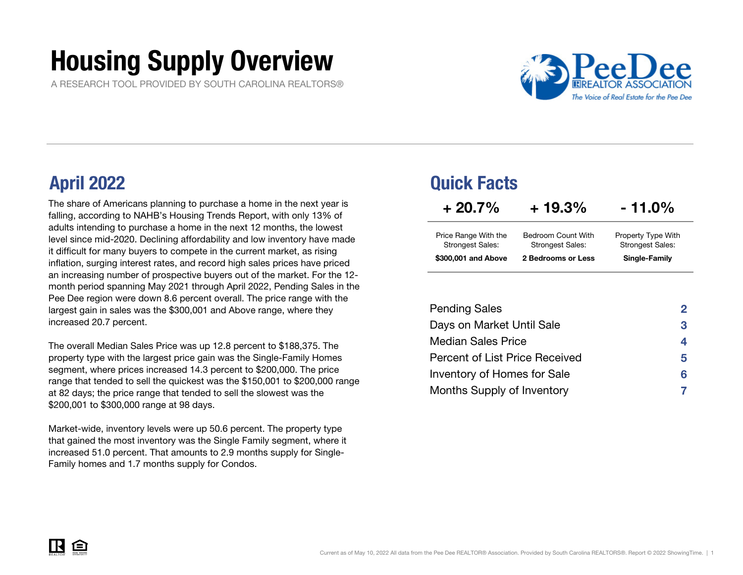# Housing Supply Overview

A RESEARCH TOOL PROVIDED BY SOUTH CAROLINA REALTORS®

PeeDee REALTOR ASSOCIATION
*The Voice of Real Estate for the Pee Dee*

## April 2022

The share of Americans planning to purchase a home in the next year is falling, according to NAHB's Housing Trends Report, with only 13% of adults intending to purchase a home in the next 12 months, the lowest level since mid-2020. Declining affordability and low inventory have made it difficult for many buyers to compete in the current market, as rising inflation, surging interest rates, and record high sales prices have priced an increasing number of prospective buyers out of the market. For the 12-month period spanning May 2021 through April 2022, Pending Sales in the Pee Dee region were down 8.6 percent overall. The price range with the largest gain in sales was the $300,001 and Above range, where they increased 20.7 percent.

The overall Median Sales Price was up 12.8 percent to $188,375. The property type with the largest price gain was the Single-Family Homes segment, where prices increased 14.3 percent to $200,000. The price range that tended to sell the quickest was the $150,001 to $200,000 range at 82 days; the price range that tended to sell the slowest was the $200,001 to $300,000 range at 98 days.

Market-wide, inventory levels were up 50.6 percent. The property type that gained the most inventory was the Single Family segment, where it increased 51.0 percent. That amounts to 2.9 months supply for Single-Family homes and 1.7 months supply for Condos.

## Quick Facts

| + 20.7% | + 19.3% | - 11.0% |
|---|---|---|
| Price Range With the Strongest Sales: **$300,001 and Above** | Bedroom Count With Strongest Sales: **2 Bedrooms or Less** | Property Type With Strongest Sales: **Single-Family** |

| | |
|---|---|
| Pending Sales | 2 |
| Days on Market Until Sale | 3 |
| Median Sales Price | 4 |
| Percent of List Price Received | 5 |
| Inventory of Homes for Sale | 6 |
| Months Supply of Inventory | 7 |

Current as of May 10, 2022 All data from the Pee Dee REALTOR® Association. Provided by South Carolina REALTORS®. Report © 2022 ShowingTime.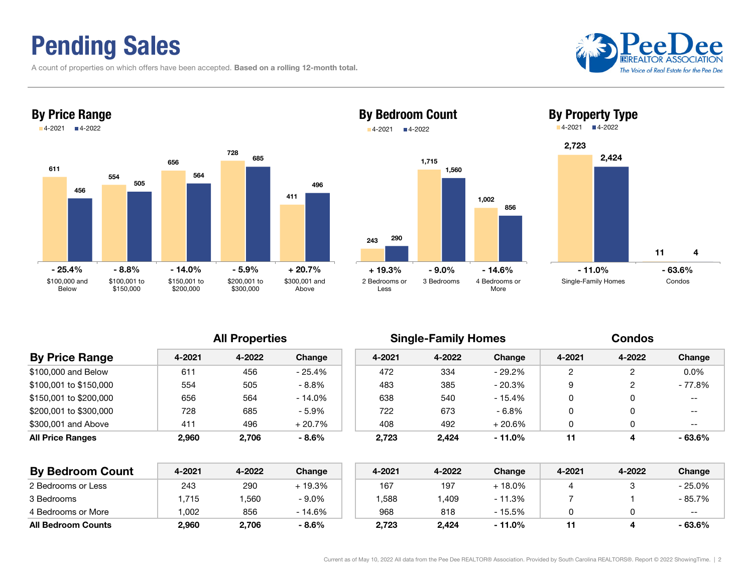# Pending Sales

A count of properties on which offers have been accepted. **Based on a rolling 12-month total.**

### By Price Range

| | 4-2021 | 4-2022 | Change |
|---|---|---|---|
| $100,000 and Below | 611 | 456 | - 25.4% |
| $100,001 to $150,000 | 554 | 505 | - 8.8% |
| $150,001 to $200,000 | 656 | 564 | - 14.0% |
| $200,001 to $300,000 | 728 | 685 | - 5.9% |
| $300,001 and Above | 411 | 496 | + 20.7% |

### By Bedroom Count

| | 4-2021 | 4-2022 | Change |
|---|---|---|---|
| 2 Bedrooms or Less | 243 | 290 | + 19.3% |
| 3 Bedrooms | 1,715 | 1,560 | - 9.0% |
| 4 Bedrooms or More | 1,002 | 856 | - 14.6% |

### By Property Type

| | 4-2021 | 4-2022 | Change |
|---|---|---|---|
| Single-Family Homes | 2,723 | 2,424 | - 11.0% |
| Condos | 11 | 4 | - 63.6% |

| | All Properties | | | Single-Family Homes | | | Condos | | |
|---|---|---|---|---|---|---|---|---|---|
| **By Price Range** | 4-2021 | 4-2022 | Change | 4-2021 | 4-2022 | Change | 4-2021 | 4-2022 | Change |
| $100,000 and Below | 611 | 456 | - 25.4% | 472 | 334 | - 29.2% | 2 | 2 | 0.0% |
| $100,001 to $150,000 | 554 | 505 | - 8.8% | 483 | 385 | - 20.3% | 9 | 2 | - 77.8% |
| $150,001 to $200,000 | 656 | 564 | - 14.0% | 638 | 540 | - 15.4% | 0 | 0 | -- |
| $200,001 to $300,000 | 728 | 685 | - 5.9% | 722 | 673 | - 6.8% | 0 | 0 | -- |
| $300,001 and Above | 411 | 496 | + 20.7% | 408 | 492 | + 20.6% | 0 | 0 | -- |
| **All Price Ranges** | **2,960** | **2,706** | **- 8.6%** | **2,723** | **2,424** | **- 11.0%** | **11** | **4** | **- 63.6%** |

| **By Bedroom Count** | 4-2021 | 4-2022 | Change | 4-2021 | 4-2022 | Change | 4-2021 | 4-2022 | Change |
|---|---|---|---|---|---|---|---|---|---|
| 2 Bedrooms or Less | 243 | 290 | + 19.3% | 167 | 197 | + 18.0% | 4 | 3 | - 25.0% |
| 3 Bedrooms | 1,715 | 1,560 | - 9.0% | 1,588 | 1,409 | - 11.3% | 7 | 1 | - 85.7% |
| 4 Bedrooms or More | 1,002 | 856 | - 14.6% | 968 | 818 | - 15.5% | 0 | 0 | -- |
| **All Bedroom Counts** | **2,960** | **2,706** | **- 8.6%** | **2,723** | **2,424** | **- 11.0%** | **11** | **4** | **- 63.6%** |

Current as of May 10, 2022 All data from the Pee Dee REALTOR® Association. Provided by South Carolina REALTORS®. Report © 2022 ShowingTime.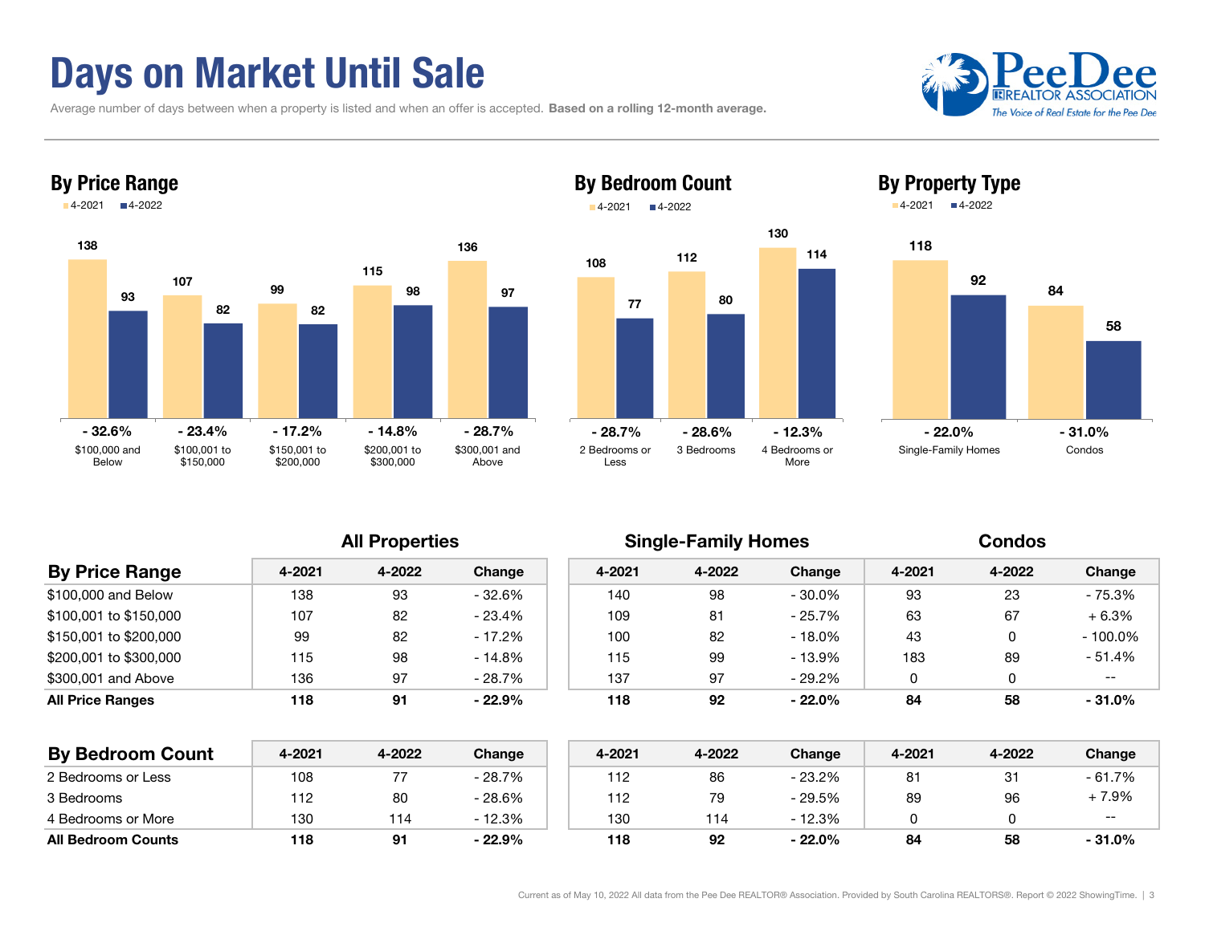# Days on Market Until Sale

Average number of days between when a property is listed and when an offer is accepted. **Based on a rolling 12-month average.**

## By Price Range

| | 4-2021 | 4-2022 | Change |
|---|---|---|---|
| $100,000 and Below | 138 | 93 | - 32.6% |
| $100,001 to $150,000 | 107 | 82 | - 23.4% |
| $150,001 to $200,000 | 99 | 82 | - 17.2% |
| $200,001 to $300,000 | 115 | 98 | - 14.8% |
| $300,001 and Above | 136 | 97 | - 28.7% |

## By Bedroom Count

| | 4-2021 | 4-2022 | Change |
|---|---|---|---|
| 2 Bedrooms or Less | 108 | 77 | - 28.7% |
| 3 Bedrooms | 112 | 80 | - 28.6% |
| 4 Bedrooms or More | 130 | 114 | - 12.3% |

## By Property Type

| | 4-2021 | 4-2022 | Change |
|---|---|---|---|
| Single-Family Homes | 118 | 92 | - 22.0% |
| Condos | 84 | 58 | - 31.0% |

| By Price Range | All Properties | | | Single-Family Homes | | | Condos | | |
|---|---|---|---|---|---|---|---|---|---|
| | 4-2021 | 4-2022 | Change | 4-2021 | 4-2022 | Change | 4-2021 | 4-2022 | Change |
| $100,000 and Below | 138 | 93 | - 32.6% | 140 | 98 | - 30.0% | 93 | 23 | - 75.3% |
| $100,001 to $150,000 | 107 | 82 | - 23.4% | 109 | 81 | - 25.7% | 63 | 67 | + 6.3% |
| $150,001 to $200,000 | 99 | 82 | - 17.2% | 100 | 82 | - 18.0% | 43 | 0 | - 100.0% |
| $200,001 to $300,000 | 115 | 98 | - 14.8% | 115 | 99 | - 13.9% | 183 | 89 | - 51.4% |
| $300,001 and Above | 136 | 97 | - 28.7% | 137 | 97 | - 29.2% | 0 | 0 | -- |
| **All Price Ranges** | **118** | **91** | **- 22.9%** | **118** | **92** | **- 22.0%** | **84** | **58** | **- 31.0%** |

| By Bedroom Count | All Properties | | | Single-Family Homes | | | Condos | | |
|---|---|---|---|---|---|---|---|---|---|
| | 4-2021 | 4-2022 | Change | 4-2021 | 4-2022 | Change | 4-2021 | 4-2022 | Change |
| 2 Bedrooms or Less | 108 | 77 | - 28.7% | 112 | 86 | - 23.2% | 81 | 31 | - 61.7% |
| 3 Bedrooms | 112 | 80 | - 28.6% | 112 | 79 | - 29.5% | 89 | 96 | + 7.9% |
| 4 Bedrooms or More | 130 | 114 | - 12.3% | 130 | 114 | - 12.3% | 0 | 0 | -- |
| **All Bedroom Counts** | **118** | **91** | **- 22.9%** | **118** | **92** | **- 22.0%** | **84** | **58** | **- 31.0%** |

Current as of May 10, 2022 All data from the Pee Dee REALTOR® Association. Provided by South Carolina REALTORS®. Report © 2022 ShowingTime.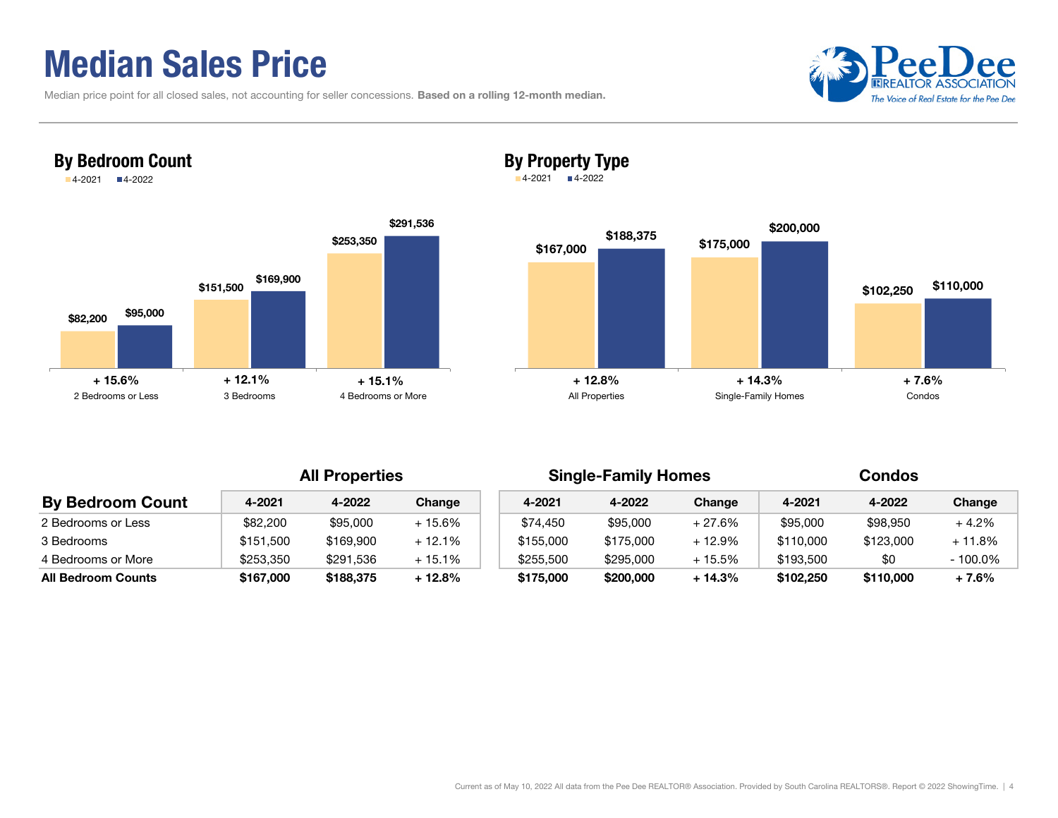# Median Sales Price

Median price point for all closed sales, not accounting for seller concessions. **Based on a rolling 12-month median.**

## By Bedroom Count

| | 4-2021 | 4-2022 | Change |
|---|---|---|---|
| 2 Bedrooms or Less | $82,200 | $95,000 | + 15.6% |
| 3 Bedrooms | $151,500 | $169,900 | + 12.1% |
| 4 Bedrooms or More | $253,350 | $291,536 | + 15.1% |

## By Property Type

| | 4-2021 | 4-2022 | Change |
|---|---|---|---|
| All Properties | $167,000 | $188,375 | + 12.8% |
| Single-Family Homes | $175,000 | $200,000 | + 14.3% |
| Condos | $102,250 | $110,000 | + 7.6% |

| By Bedroom Count | All Properties | | | Single-Family Homes | | | Condos | | |
|---|---|---|---|---|---|---|---|---|---|
| | 4-2021 | 4-2022 | Change | 4-2021 | 4-2022 | Change | 4-2021 | 4-2022 | Change |
| 2 Bedrooms or Less | $82,200 | $95,000 | + 15.6% | $74,450 | $95,000 | + 27.6% | $95,000 | $98,950 | + 4.2% |
| 3 Bedrooms | $151,500 | $169,900 | + 12.1% | $155,000 | $175,000 | + 12.9% | $110,000 | $123,000 | + 11.8% |
| 4 Bedrooms or More | $253,350 | $291,536 | + 15.1% | $255,500 | $295,000 | + 15.5% | $193,500 | $0 | - 100.0% |
| **All Bedroom Counts** | **$167,000** | **$188,375** | **+ 12.8%** | **$175,000** | **$200,000** | **+ 14.3%** | **$102,250** | **$110,000** | **+ 7.6%** |

Current as of May 10, 2022 All data from the Pee Dee REALTOR® Association. Provided by South Carolina REALTORS®. Report © 2022 ShowingTime.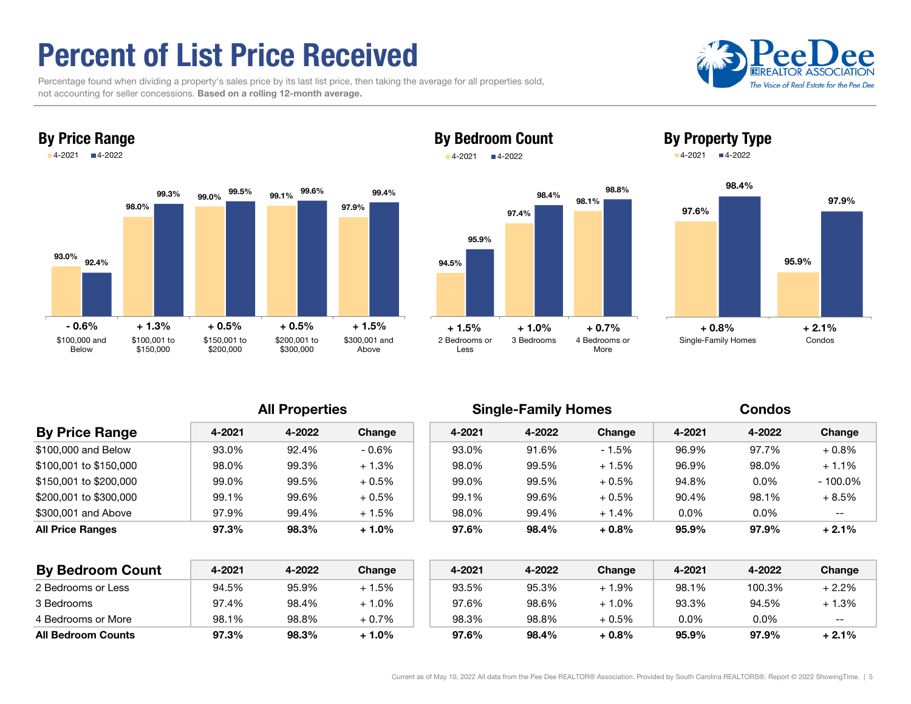# Percent of List Price Received

Percentage found when dividing a property's sales price by its last list price, then taking the average for all properties sold, not accounting for seller concessions. **Based on a rolling 12-month average.**

## By Price Range

| Price Range | 4-2021 | 4-2022 | Change |
|---|---|---|---|
| $100,000 and Below | 93.0% | 92.4% | - 0.6% |
| $100,001 to $150,000 | 98.0% | 99.3% | + 1.3% |
| $150,001 to $200,000 | 99.0% | 99.5% | + 0.5% |
| $200,001 to $300,000 | 99.1% | 99.6% | + 0.5% |
| $300,001 and Above | 97.9% | 99.4% | + 1.5% |

## By Bedroom Count

| Bedroom Count | 4-2021 | 4-2022 | Change |
|---|---|---|---|
| 2 Bedrooms or Less | 94.5% | 95.9% | + 1.5% |
| 3 Bedrooms | 97.4% | 98.4% | + 1.0% |
| 4 Bedrooms or More | 98.1% | 98.8% | + 0.7% |

## By Property Type

| Property Type | 4-2021 | 4-2022 | Change |
|---|---|---|---|
| Single-Family Homes | 97.6% | 98.4% | + 0.8% |
| Condos | 95.9% | 97.9% | + 2.1% |

| By Price Range | All Properties | | | Single-Family Homes | | | Condos | | |
|---|---|---|---|---|---|---|---|---|---|
| | 4-2021 | 4-2022 | Change | 4-2021 | 4-2022 | Change | 4-2021 | 4-2022 | Change |
| $100,000 and Below | 93.0% | 92.4% | - 0.6% | 93.0% | 91.6% | - 1.5% | 96.9% | 97.7% | + 0.8% |
| $100,001 to $150,000 | 98.0% | 99.3% | + 1.3% | 98.0% | 99.5% | + 1.5% | 96.9% | 98.0% | + 1.1% |
| $150,001 to $200,000 | 99.0% | 99.5% | + 0.5% | 99.0% | 99.5% | + 0.5% | 94.8% | 0.0% | - 100.0% |
| $200,001 to $300,000 | 99.1% | 99.6% | + 0.5% | 99.1% | 99.6% | + 0.5% | 90.4% | 98.1% | + 8.5% |
| $300,001 and Above | 97.9% | 99.4% | + 1.5% | 98.0% | 99.4% | + 1.4% | 0.0% | 0.0% | -- |
| **All Price Ranges** | **97.3%** | **98.3%** | **+ 1.0%** | **97.6%** | **98.4%** | **+ 0.8%** | **95.9%** | **97.9%** | **+ 2.1%** |

| By Bedroom Count | All Properties | | | Single-Family Homes | | | Condos | | |
|---|---|---|---|---|---|---|---|---|---|
| | 4-2021 | 4-2022 | Change | 4-2021 | 4-2022 | Change | 4-2021 | 4-2022 | Change |
| 2 Bedrooms or Less | 94.5% | 95.9% | + 1.5% | 93.5% | 95.3% | + 1.9% | 98.1% | 100.3% | + 2.2% |
| 3 Bedrooms | 97.4% | 98.4% | + 1.0% | 97.6% | 98.6% | + 1.0% | 93.3% | 94.5% | + 1.3% |
| 4 Bedrooms or More | 98.1% | 98.8% | + 0.7% | 98.3% | 98.8% | + 0.5% | 0.0% | 0.0% | -- |
| **All Bedroom Counts** | **97.3%** | **98.3%** | **+ 1.0%** | **97.6%** | **98.4%** | **+ 0.8%** | **95.9%** | **97.9%** | **+ 2.1%** |

Current as of May 10, 2022 All data from the Pee Dee REALTOR® Association. Provided by South Carolina REALTORS®. Report © 2022 ShowingTime.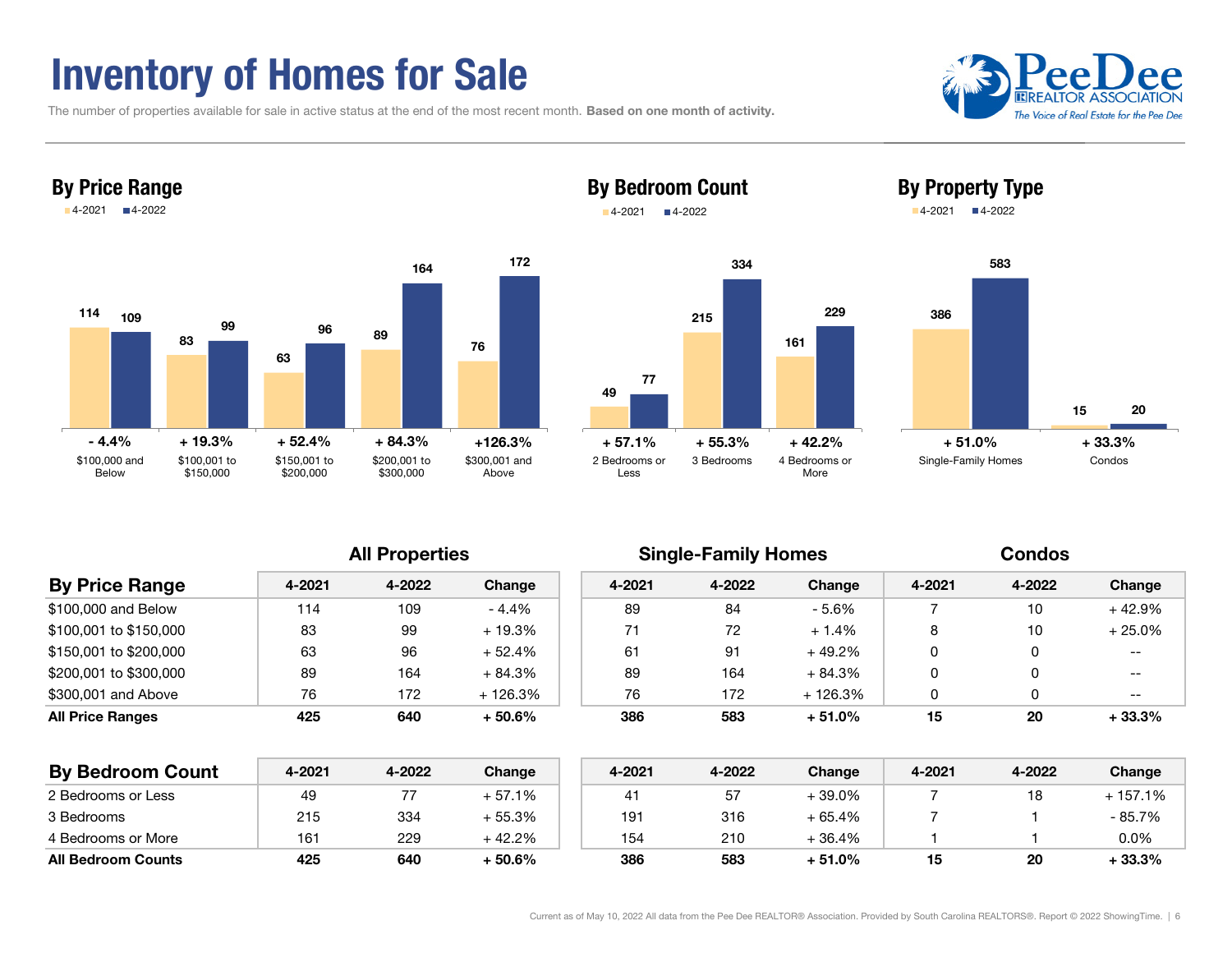# Inventory of Homes for Sale

The number of properties available for sale in active status at the end of the most recent month. **Based on one month of activity.**

## By Price Range

| | 4-2021 | 4-2022 | Change |
|---|---|---|---|
| $100,000 and Below | 114 | 109 | - 4.4% |
| $100,001 to $150,000 | 83 | 99 | + 19.3% |
| $150,001 to $200,000 | 63 | 96 | + 52.4% |
| $200,001 to $300,000 | 89 | 164 | + 84.3% |
| $300,001 and Above | 76 | 172 | +126.3% |

## By Bedroom Count

| | 4-2021 | 4-2022 | Change |
|---|---|---|---|
| 2 Bedrooms or Less | 49 | 77 | + 57.1% |
| 3 Bedrooms | 215 | 334 | + 55.3% |
| 4 Bedrooms or More | 161 | 229 | + 42.2% |

## By Property Type

| | 4-2021 | 4-2022 | Change |
|---|---|---|---|
| Single-Family Homes | 386 | 583 | + 51.0% |
| Condos | 15 | 20 | + 33.3% |

| | All Properties | | | Single-Family Homes | | | Condos | | |
|---|---|---|---|---|---|---|---|---|---|
| **By Price Range** | 4-2021 | 4-2022 | Change | 4-2021 | 4-2022 | Change | 4-2021 | 4-2022 | Change |
| $100,000 and Below | 114 | 109 | - 4.4% | 89 | 84 | - 5.6% | 7 | 10 | + 42.9% |
| $100,001 to $150,000 | 83 | 99 | + 19.3% | 71 | 72 | + 1.4% | 8 | 10 | + 25.0% |
| $150,001 to $200,000 | 63 | 96 | + 52.4% | 61 | 91 | + 49.2% | 0 | 0 | -- |
| $200,001 to $300,000 | 89 | 164 | + 84.3% | 89 | 164 | + 84.3% | 0 | 0 | -- |
| $300,001 and Above | 76 | 172 | + 126.3% | 76 | 172 | + 126.3% | 0 | 0 | -- |
| **All Price Ranges** | **425** | **640** | **+ 50.6%** | **386** | **583** | **+ 51.0%** | **15** | **20** | **+ 33.3%** |

| **By Bedroom Count** | 4-2021 | 4-2022 | Change | 4-2021 | 4-2022 | Change | 4-2021 | 4-2022 | Change |
|---|---|---|---|---|---|---|---|---|---|
| 2 Bedrooms or Less | 49 | 77 | + 57.1% | 41 | 57 | + 39.0% | 7 | 18 | + 157.1% |
| 3 Bedrooms | 215 | 334 | + 55.3% | 191 | 316 | + 65.4% | 7 | 1 | - 85.7% |
| 4 Bedrooms or More | 161 | 229 | + 42.2% | 154 | 210 | + 36.4% | 1 | 1 | 0.0% |
| **All Bedroom Counts** | **425** | **640** | **+ 50.6%** | **386** | **583** | **+ 51.0%** | **15** | **20** | **+ 33.3%** |

Current as of May 10, 2022 All data from the Pee Dee REALTOR® Association. Provided by South Carolina REALTORS®. Report © 2022 ShowingTime.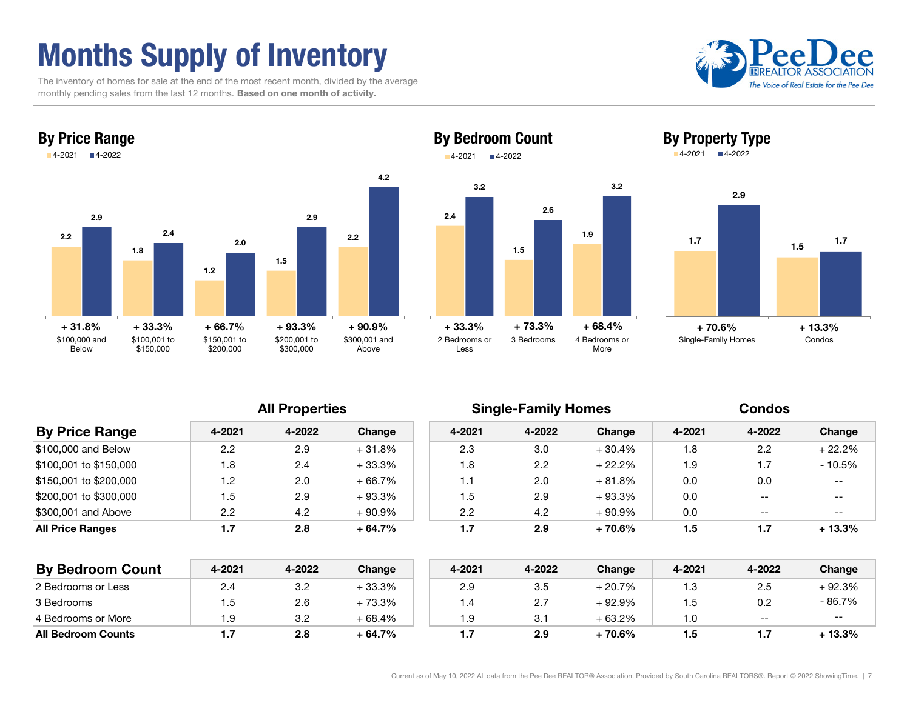# Months Supply of Inventory

The inventory of homes for sale at the end of the most recent month, divided by the average monthly pending sales from the last 12 months. **Based on one month of activity.**

## By Price Range

4-2021 ■4-2022

2.2 2.9
+ 31.8%
$100,000 and Below

1.8 2.4
+ 33.3%
$100,001 to $150,000

1.2 2.0
+ 66.7%
$150,001 to $200,000

1.5 2.9
+ 93.3%
$200,001 to $300,000

2.2 4.2
+ 90.9%
$300,001 and Above

## By Bedroom Count

4-2021 ■4-2022

2.4 3.2
+ 33.3%
2 Bedrooms or Less

1.5 2.6
+ 73.3%
3 Bedrooms

1.9 3.2
+ 68.4%
4 Bedrooms or More

## By Property Type

4-2021 ■4-2022

1.7 2.9
+ 70.6%
Single-Family Homes

1.5 1.7
+ 13.3%
Condos

| | All Properties | | | Single-Family Homes | | | Condos | | |
|---|---|---|---|---|---|---|---|---|---|
| **By Price Range** | 4-2021 | 4-2022 | Change | 4-2021 | 4-2022 | Change | 4-2021 | 4-2022 | Change |
| $100,000 and Below | 2.2 | 2.9 | + 31.8% | 2.3 | 3.0 | + 30.4% | 1.8 | 2.2 | + 22.2% |
| $100,001 to $150,000 | 1.8 | 2.4 | + 33.3% | 1.8 | 2.2 | + 22.2% | 1.9 | 1.7 | - 10.5% |
| $150,001 to $200,000 | 1.2 | 2.0 | + 66.7% | 1.1 | 2.0 | + 81.8% | 0.0 | 0.0 | -- |
| $200,001 to $300,000 | 1.5 | 2.9 | + 93.3% | 1.5 | 2.9 | + 93.3% | 0.0 | -- | -- |
| $300,001 and Above | 2.2 | 4.2 | + 90.9% | 2.2 | 4.2 | + 90.9% | 0.0 | -- | -- |
| **All Price Ranges** | **1.7** | **2.8** | **+ 64.7%** | **1.7** | **2.9** | **+ 70.6%** | **1.5** | **1.7** | **+ 13.3%** |

| **By Bedroom Count** | 4-2021 | 4-2022 | Change | 4-2021 | 4-2022 | Change | 4-2021 | 4-2022 | Change |
|---|---|---|---|---|---|---|---|---|---|
| 2 Bedrooms or Less | 2.4 | 3.2 | + 33.3% | 2.9 | 3.5 | + 20.7% | 1.3 | 2.5 | + 92.3% |
| 3 Bedrooms | 1.5 | 2.6 | + 73.3% | 1.4 | 2.7 | + 92.9% | 1.5 | 0.2 | - 86.7% |
| 4 Bedrooms or More | 1.9 | 3.2 | + 68.4% | 1.9 | 3.1 | + 63.2% | 1.0 | -- | -- |
| **All Bedroom Counts** | **1.7** | **2.8** | **+ 64.7%** | **1.7** | **2.9** | **+ 70.6%** | **1.5** | **1.7** | **+ 13.3%** |

Current as of May 10, 2022 All data from the Pee Dee REALTOR® Association. Provided by South Carolina REALTORS®. Report © 2022 ShowingTime.